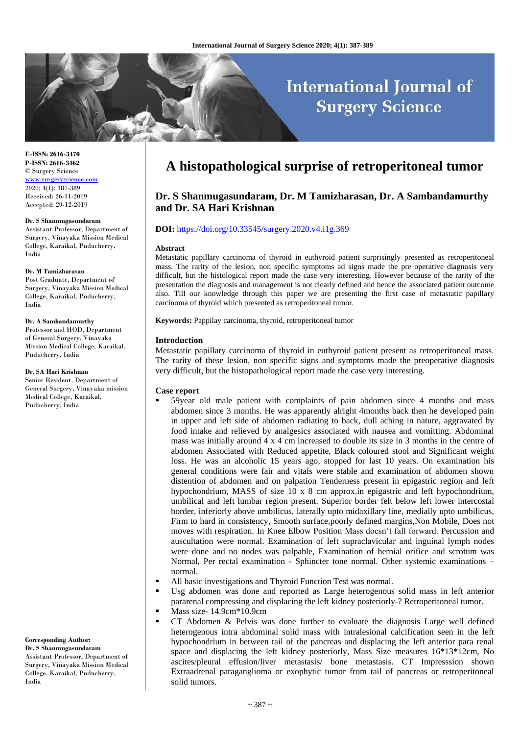E-ISSN: 2616-3470
P-ISSN: 2616-3462
© Surgery Science
www.surgeryscience.com
2020; 4(1): 387-389
Received: 26-11-2019
Accepted: 29-12-2019

**Dr. S Shanmugasundaram**
Assistant Professor, Department of Surgery, Vinayaka Mission Medical College, Karaikal, Puducherry, India

**Dr. M Tamizharasan**
Post Graduate, Department of Surgery, Vinayaka Mission Medical College, Karaikal, Puducherry, India

**Dr. A Sambandamurthy**
Professor and HOD, Department of General Surgery, Vinayaka Mission Medical College, Karaikal, Puducherry, India

**Dr. SA Hari Krishnan**
Senior Resident, Department of General Surgery, Vinayaka mission Medical College, Karaikal, Puducherry, India

**Corresponding Author:**
**Dr. S Shanmugasundaram**
Assistant Professor, Department of Surgery, Vinayaka Mission Medical College, Karaikal, Puducherry, India

# A histopathological surprise of retroperitoneal tumor

## Dr. S Shanmugasundaram, Dr. M Tamizharasan, Dr. A Sambandamurthy and Dr. SA Hari Krishnan

**DOI:** https://doi.org/10.33545/surgery.2020.v4.i1g.369

### Abstract

Metastatic papillary carcinoma of thyroid in euthyroid patient surprisingly presented as retroperitoneal mass. The rarity of the lesion, non specific symptoms ad signs made the pre operative diagnosis very difficult, but the histological report made the case very interesting. However because of the rarity of the presentation the diagnosis and management is not clearly defined and hence the associated patient outcome also. Till our knowledge through this paper we are presenting the first case of metastatic papillary carcinoma of thyroid which presented as retroperitoneal tumor.

**Keywords:** Pappilay carcinoma, thyroid, retroperitoneal tumor

### Introduction

Metastatic papillary carcinoma of thyroid in euthyroid patient present as retroperitoneal mass. The rarity of these lesion, non specific signs and symptoms made the preoperative diagnosis very difficult, but the histopathological report made the case very interesting.

### Case report

- 59year old male patient with complaints of pain abdomen since 4 months and mass abdomen since 3 months. He was apparently alright 4months back then he developed pain in upper and left side of abdomen radiating to back, dull aching in nature, aggravated by food intake and relieved by analgesics associated with nausea and vomitting. Abdominal mass was initially around 4 x 4 cm increased to double its size in 3 months in the centre of abdomen Associated with Reduced appetite, Black coloured stool and Significant weight loss. He was an alcoholic 15 years ago, stopped for last 10 years. On examination his general conditions were fair and vitals were stable and examination of abdomen shown distention of abdomen and on palpation Tenderness present in epigastric region and left hypochondrium, MASS of size 10 x 8 cm approx.in epigastric and left hypochondrium, umbilical and left lumbar region present. Superior border felt below left lower intercostal border, inferiorly above umbilicus, laterally upto midaxillary line, medially upto umbilicus, Firm to hard in consistency, Smooth surface,poorly defined margins,Non Mobile, Does not moves with respiration. In Knee Elbow Position Mass doesn't fall forward. Percussion and auscultation were normal. Examination of left supraclavicular and inguinal lymph nodes were done and no nodes was palpable, Examination of hernial orifice and scrotum was Normal, Per rectal examination - Sphincter tone normal. Other systemic examinations – normal.
- All basic investigations and Thyroid Function Test was normal.
- Usg abdomen was done and reported as Large heterogenous solid mass in left anterior pararenal compressing and displacing the left kidney posteriorly-? Retroperitoneal tumor.
- Mass size- 14.9cm*10.9cm
- CT Abdomen & Pelvis was done further to evaluate the diagnosis Large well defined heterogenous intra abdominal solid mass with intralesional calcification seen in the left hypochondrium in between tail of the pancreas and displacing the left anterior para renal space and displacing the left kidney posteriorly, Mass Size measures 16*13*12cm, No ascites/pleural effusion/liver metastasis/ bone metastasis. CT Impresssion shown Extraadrenal paraganglioma or exophytic tumor from tail of pancreas or retroperitoneal solid tumors.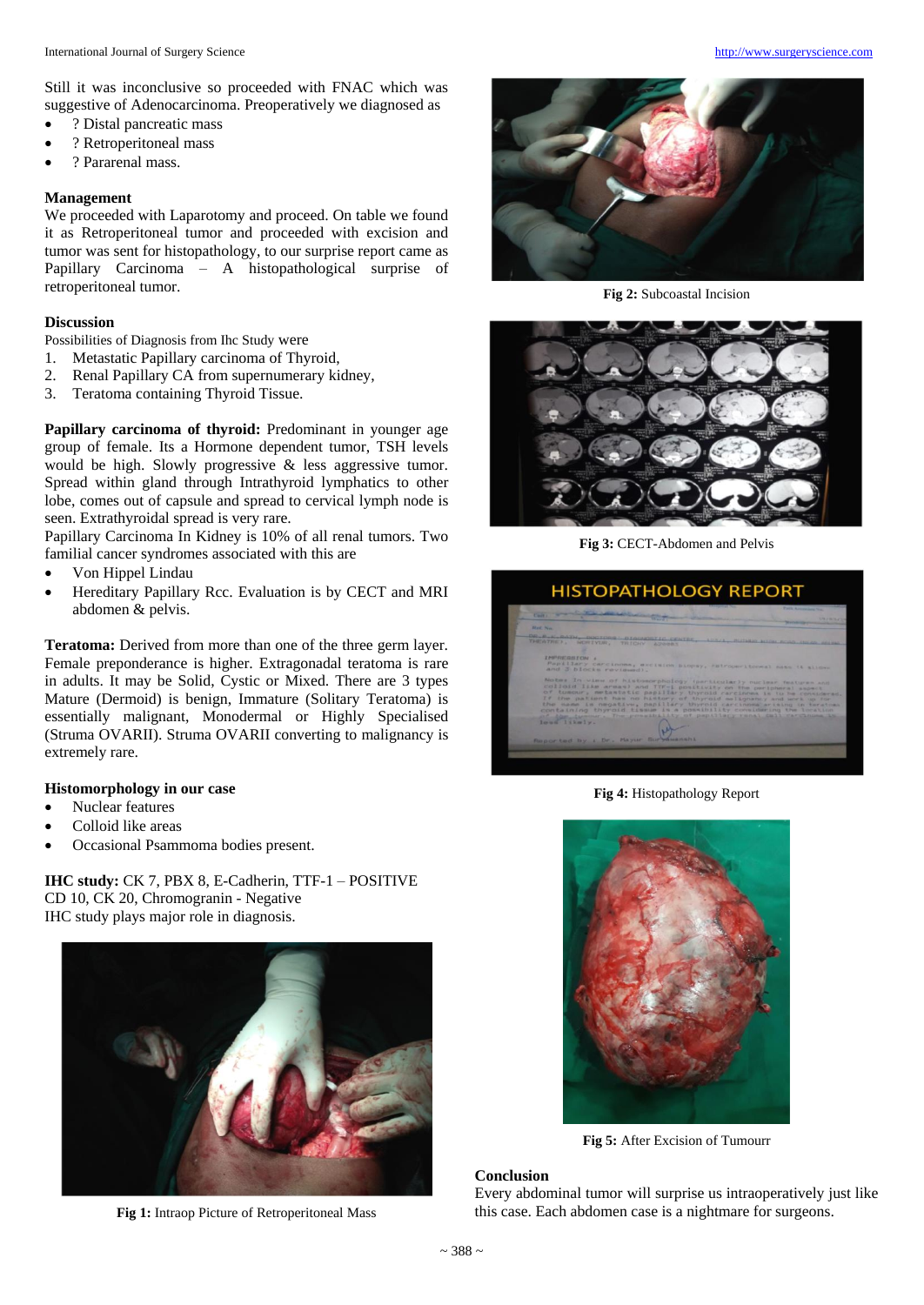Still it was inconclusive so proceeded with FNAC which was suggestive of Adenocarcinoma. Preoperatively we diagnosed as

- ? Distal pancreatic mass
- ? Retroperitoneal mass
- ? Pararenal mass.

### Management

We proceeded with Laparotomy and proceed. On table we found it as Retroperitoneal tumor and proceeded with excision and tumor was sent for histopathology, to our surprise report came as Papillary Carcinoma – A histopathological surprise of retroperitoneal tumor.

### Discussion

Possibilities of Diagnosis from Ihc Study were

1. Metastatic Papillary carcinoma of Thyroid,
2. Renal Papillary CA from supernumerary kidney,
3. Teratoma containing Thyroid Tissue.

**Papillary carcinoma of thyroid:** Predominant in younger age group of female. Its a Hormone dependent tumor, TSH levels would be high. Slowly progressive & less aggressive tumor. Spread within gland through Intrathyroid lymphatics to other lobe, comes out of capsule and spread to cervical lymph node is seen. Extrathyroidal spread is very rare.

Papillary Carcinoma In Kidney is 10% of all renal tumors. Two familial cancer syndromes associated with this are

- Von Hippel Lindau
- Hereditary Papillary Rcc. Evaluation is by CECT and MRI abdomen & pelvis.

**Teratoma:** Derived from more than one of the three germ layer. Female preponderance is higher. Extragonadal teratoma is rare in adults. It may be Solid, Cystic or Mixed. There are 3 types Mature (Dermoid) is benign, Immature (Solitary Teratoma) is essentially malignant, Monodermal or Highly Specialised (Struma OVARII). Struma OVARII converting to malignancy is extremely rare.

### Histomorphology in our case

- Nuclear features
- Colloid like areas
- Occasional Psammoma bodies present.

**IHC study:** CK 7, PBX 8, E-Cadherin, TTF-1 – POSITIVE
CD 10, CK 20, Chromogranin - Negative
IHC study plays major role in diagnosis.

**Fig 1:** Intraop Picture of Retroperitoneal Mass

**Fig 2:** Subcoastal Incision

**Fig 3:** CECT-Abdomen and Pelvis

**Fig 4:** Histopathology Report

**Fig 5:** After Excision of Tumourr

### Conclusion

Every abdominal tumor will surprise us intraoperatively just like this case. Each abdomen case is a nightmare for surgeons.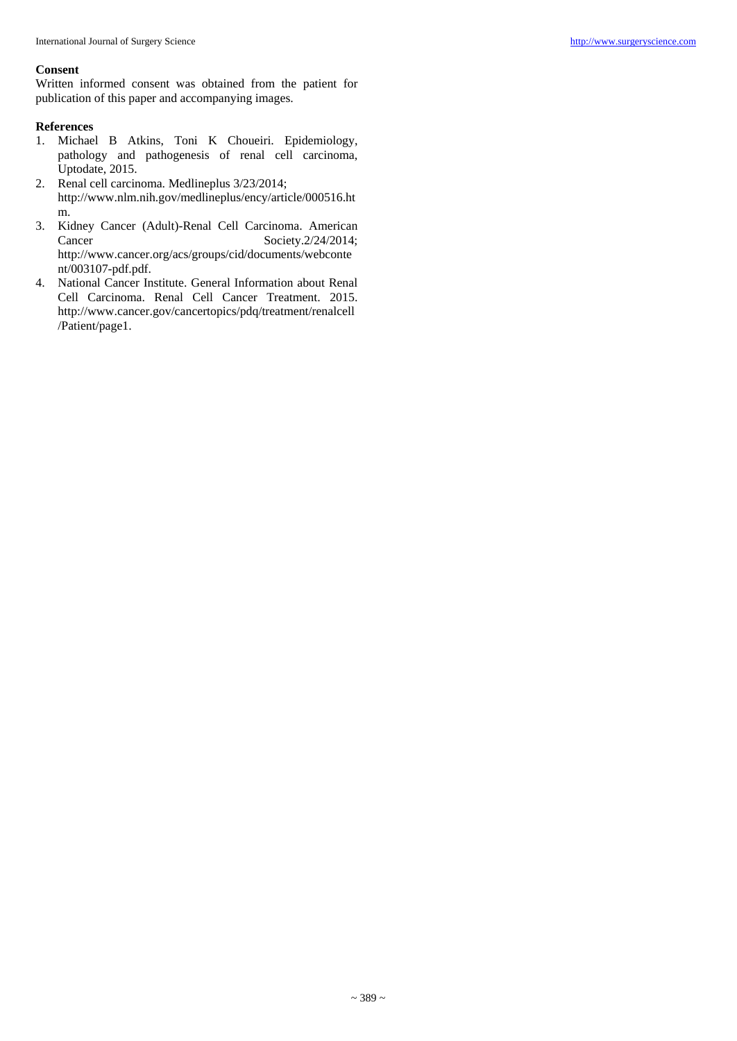## Consent

Written informed consent was obtained from the patient for publication of this paper and accompanying images.

## References

1. Michael B Atkins, Toni K Choueiri. Epidemiology, pathology and pathogenesis of renal cell carcinoma, Uptodate, 2015.
2. Renal cell carcinoma. Medlineplus 3/23/2014; http://www.nlm.nih.gov/medlineplus/ency/article/000516.htm.
3. Kidney Cancer (Adult)-Renal Cell Carcinoma. American Cancer Society.2/24/2014; http://www.cancer.org/acs/groups/cid/documents/webcontent/003107-pdf.pdf.
4. National Cancer Institute. General Information about Renal Cell Carcinoma. Renal Cell Cancer Treatment. 2015. http://www.cancer.gov/cancertopics/pdq/treatment/renalcell/Patient/page1.